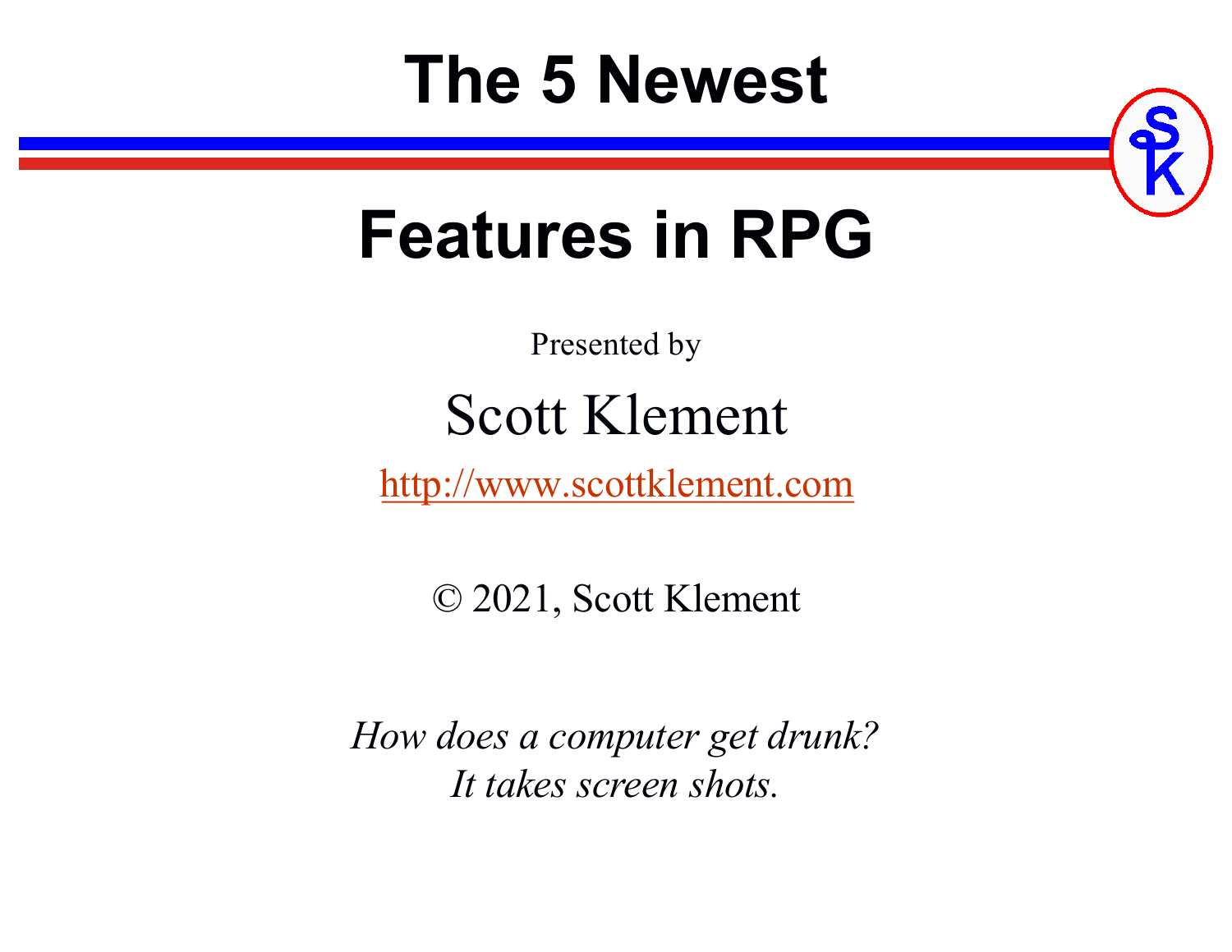# The 5 Newest

# Features in RPG

Presented by

Scott Klement

http://www.scottklement.com

© 2021, Scott Klement

*How does a computer get drunk?*
*It takes screen shots.*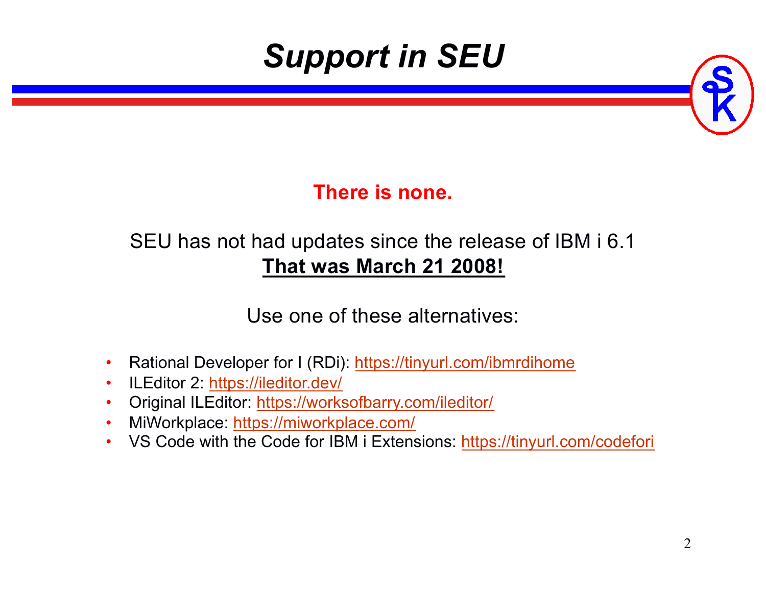# *Support in SEU*

**There is none.**

SEU has not had updates since the release of IBM i 6.1
**That was March 21 2008!**

Use one of these alternatives:

- Rational Developer for I (RDi): https://tinyurl.com/ibmrdihome
- ILEditor 2: https://ileditor.dev/
- Original ILEditor: https://worksofbarry.com/ileditor/
- MiWorkplace: https://miworkplace.com/
- VS Code with the Code for IBM i Extensions: https://tinyurl.com/codefori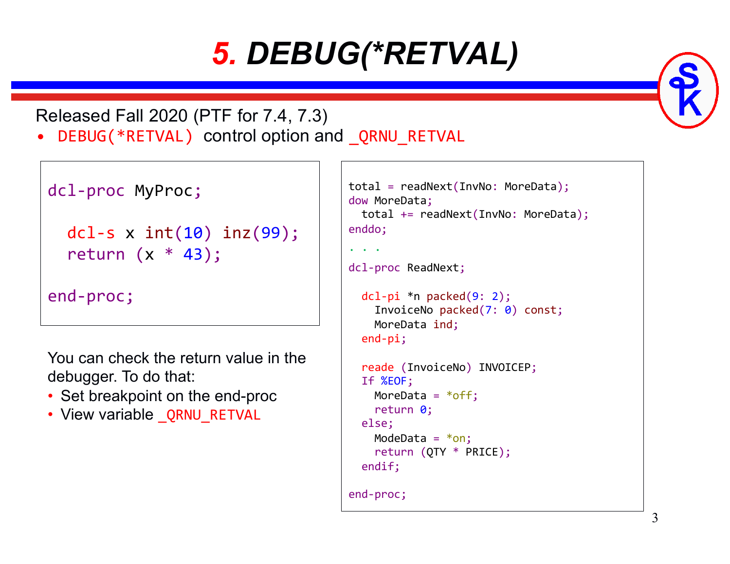# 5. DEBUG(*RETVAL)

Released Fall 2020 (PTF for 7.4, 7.3)

- `DEBUG(*RETVAL)` control option and `_QRNU_RETVAL`

```
dcl-proc MyProc;

  dcl-s x int(10) inz(99);
  return (x * 43);

end-proc;
```

You can check the return value in the debugger. To do that:

- Set breakpoint on the end-proc
- View variable `_QRNU_RETVAL`

```
total = readNext(InvNo: MoreData);
dow MoreData;
  total += readNext(InvNo: MoreData);
enddo;
. . .
dcl-proc ReadNext;

  dcl-pi *n packed(9: 2);
    InvoiceNo packed(7: 0) const;
    MoreData ind;
  end-pi;

  reade (InvoiceNo) INVOICEP;
  If %EOF;
    MoreData = *off;
    return 0;
  else;
    ModeData = *on;
    return (QTY * PRICE);
  endif;

end-proc;
```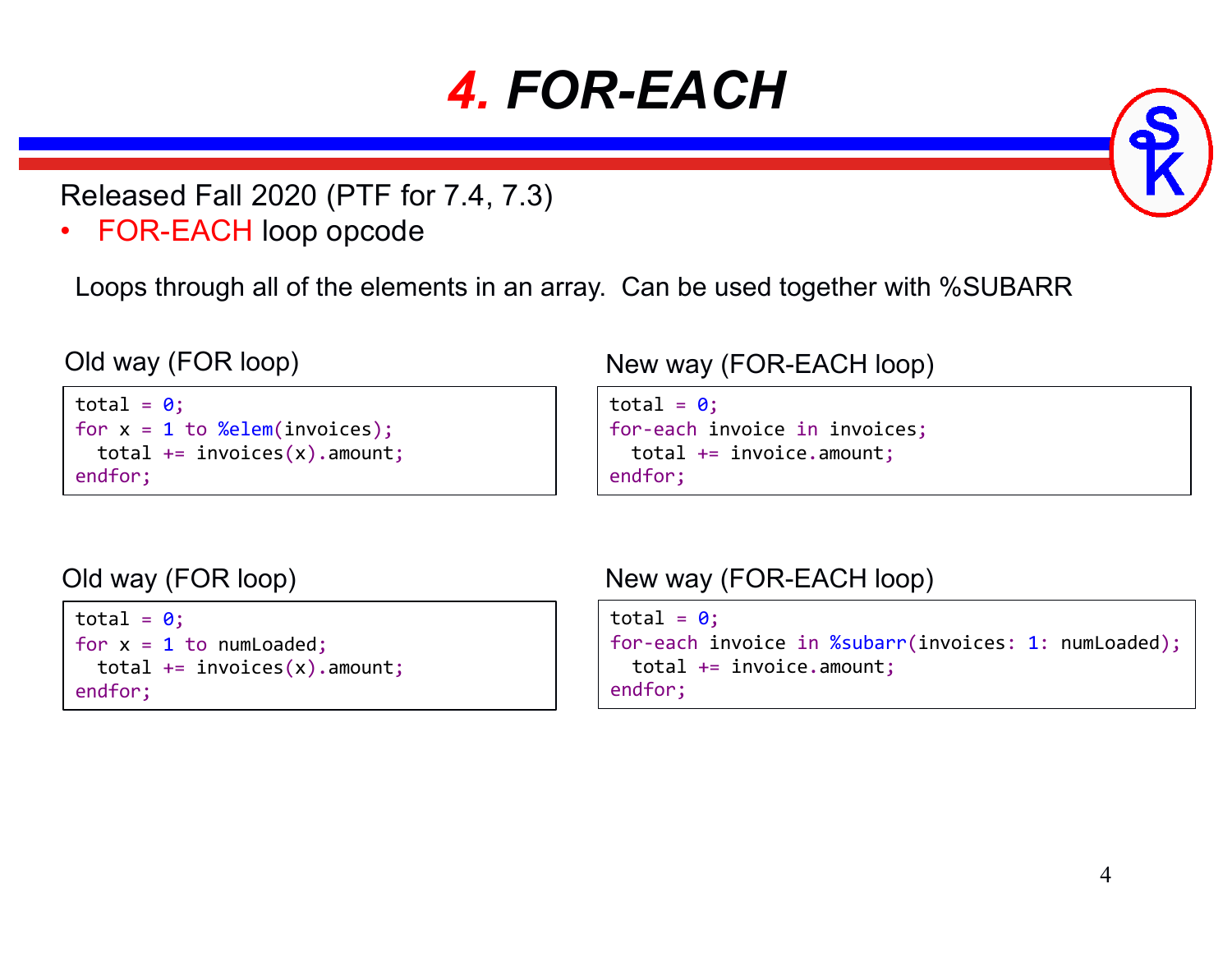# 4. FOR-EACH

Released Fall 2020 (PTF for 7.4, 7.3)

- FOR-EACH loop opcode

Loops through all of the elements in an array. Can be used together with %SUBARR

Old way (FOR loop)

```
total = 0;
for x = 1 to %elem(invoices);
  total += invoices(x).amount;
endfor;
```

New way (FOR-EACH loop)

```
total = 0;
for-each invoice in invoices;
  total += invoice.amount;
endfor;
```

Old way (FOR loop)

```
total = 0;
for x = 1 to numLoaded;
  total += invoices(x).amount;
endfor;
```

New way (FOR-EACH loop)

```
total = 0;
for-each invoice in %subarr(invoices: 1: numLoaded);
  total += invoice.amount;
endfor;
```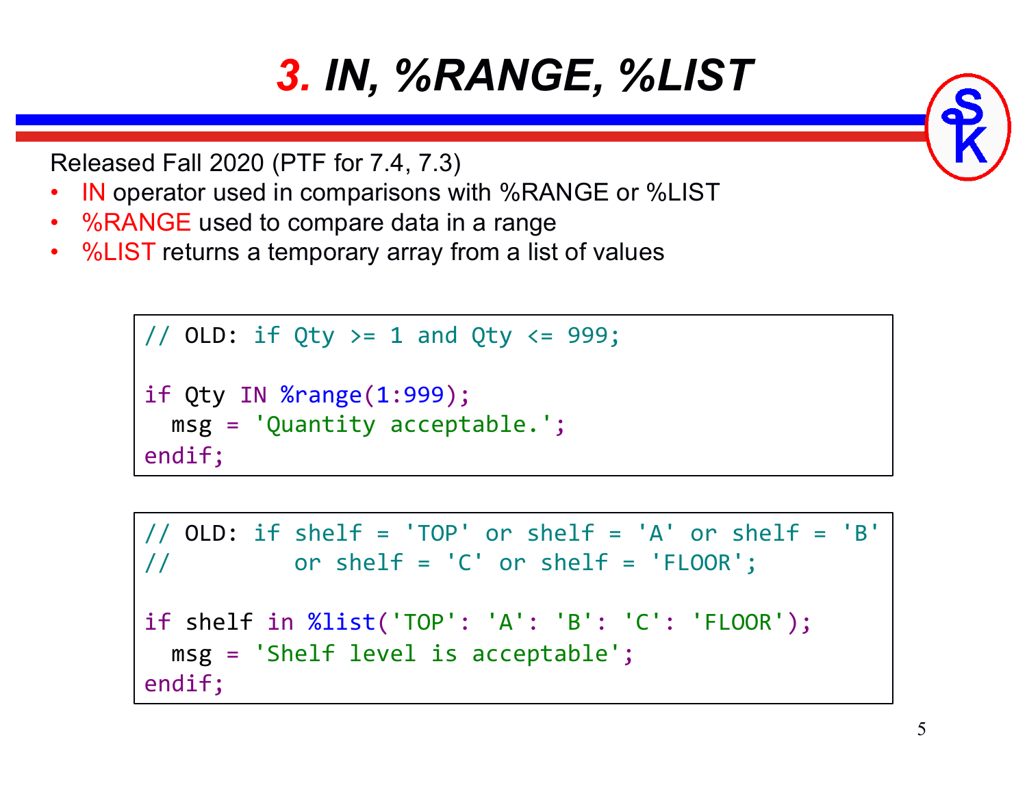# 3. IN, %RANGE, %LIST

Released Fall 2020 (PTF for 7.4, 7.3)

- IN operator used in comparisons with %RANGE or %LIST
- %RANGE used to compare data in a range
- %LIST returns a temporary array from a list of values

```
// OLD: if Qty >= 1 and Qty <= 999;

if Qty IN %range(1:999);
  msg = 'Quantity acceptable.';
endif;
```

```
// OLD: if shelf = 'TOP' or shelf = 'A' or shelf = 'B'
//         or shelf = 'C' or shelf = 'FLOOR';

if shelf in %list('TOP': 'A': 'B': 'C': 'FLOOR');
  msg = 'Shelf level is acceptable';
endif;
```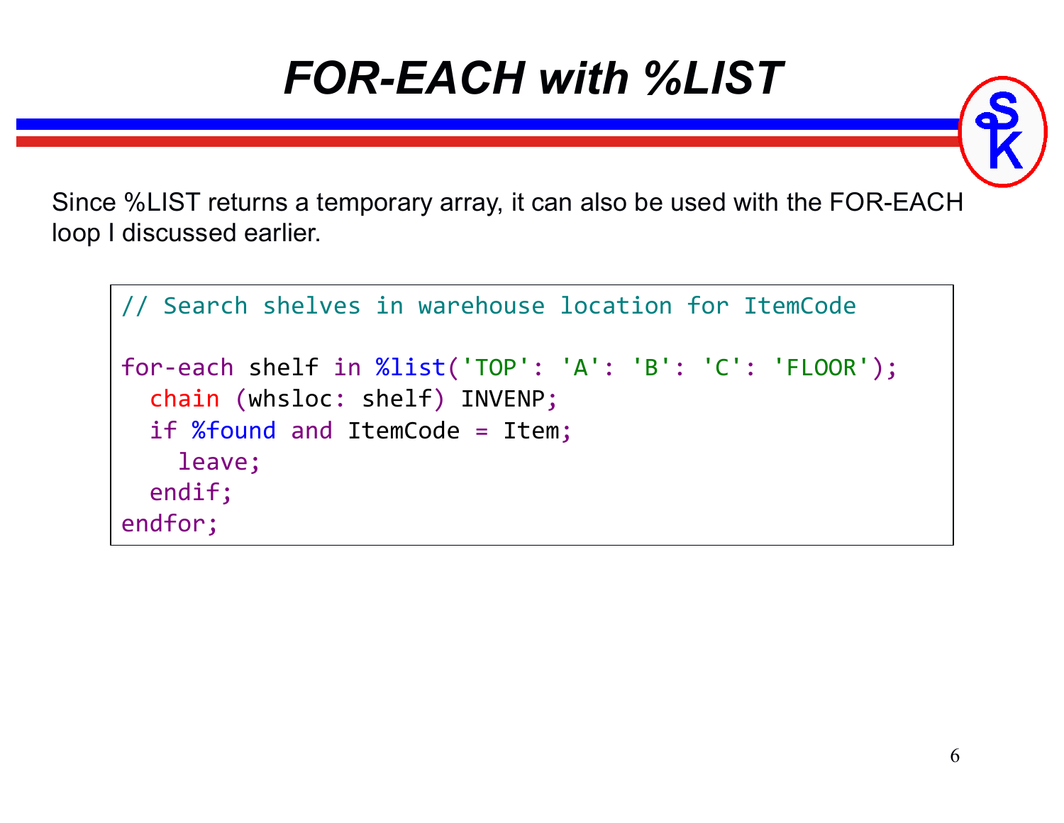# FOR-EACH with %LIST

Since %LIST returns a temporary array, it can also be used with the FOR-EACH loop I discussed earlier.

```
// Search shelves in warehouse location for ItemCode

for-each shelf in %list('TOP': 'A': 'B': 'C': 'FLOOR');
  chain (whsloc: shelf) INVENP;
  if %found and ItemCode = Item;
    leave;
  endif;
endfor;
```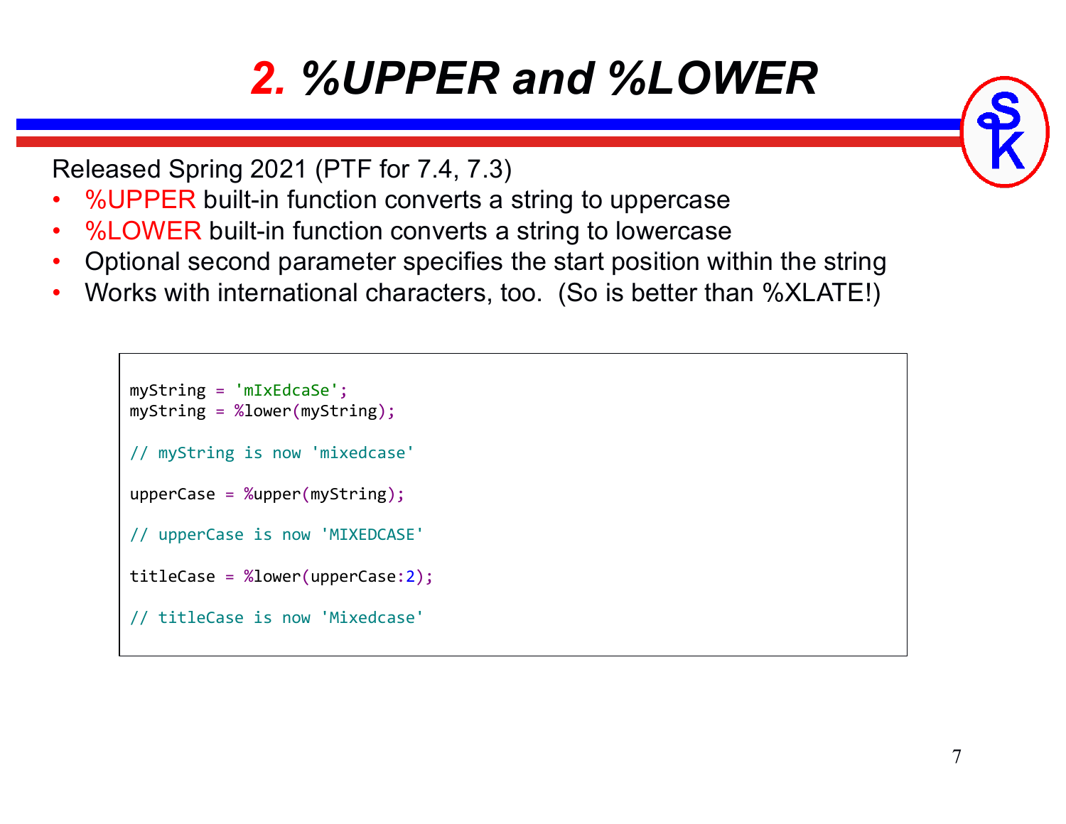# 2. %UPPER and %LOWER

Released Spring 2021 (PTF for 7.4, 7.3)

- %UPPER built-in function converts a string to uppercase
- %LOWER built-in function converts a string to lowercase
- Optional second parameter specifies the start position within the string
- Works with international characters, too. (So is better than %XLATE!)

```
myString = 'mIxEdcaSe';
myString = %lower(myString);

// myString is now 'mixedcase'

upperCase = %upper(myString);

// upperCase is now 'MIXEDCASE'

titleCase = %lower(upperCase:2);

// titleCase is now 'Mixedcase'
```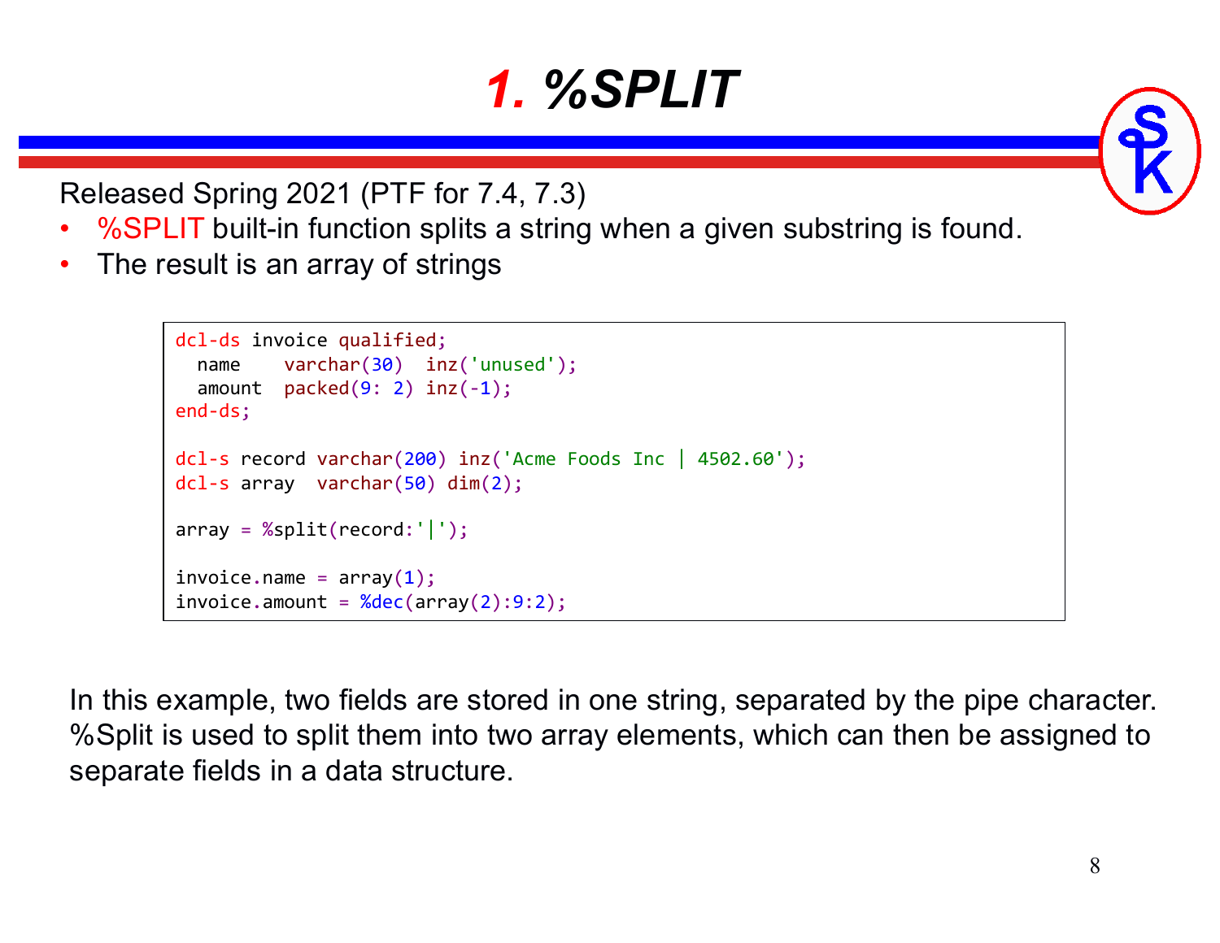# 1. %SPLIT

Released Spring 2021 (PTF for 7.4, 7.3)

- %SPLIT built-in function splits a string when a given substring is found.
- The result is an array of strings

```
dcl-ds invoice qualified;
  name    varchar(30)  inz('unused');
  amount  packed(9: 2) inz(-1);
end-ds;

dcl-s record varchar(200) inz('Acme Foods Inc | 4502.60');
dcl-s array  varchar(50) dim(2);

array = %split(record:'|');

invoice.name = array(1);
invoice.amount = %dec(array(2):9:2);
```

In this example, two fields are stored in one string, separated by the pipe character. %Split is used to split them into two array elements, which can then be assigned to separate fields in a data structure.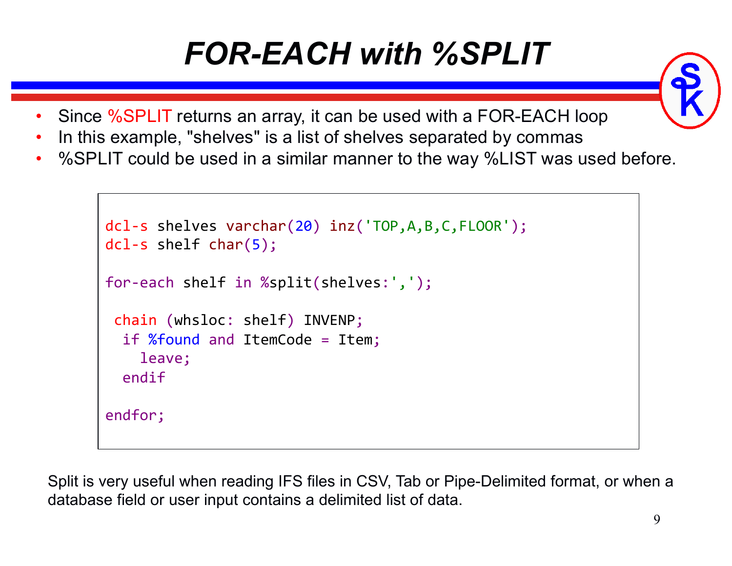# FOR-EACH with %SPLIT

- Since %SPLIT returns an array, it can be used with a FOR-EACH loop
- In this example, "shelves" is a list of shelves separated by commas
- %SPLIT could be used in a similar manner to the way %LIST was used before.

```
dcl-s shelves varchar(20) inz('TOP,A,B,C,FLOOR');
dcl-s shelf char(5);

for-each shelf in %split(shelves:',');

 chain (whsloc: shelf) INVENP;
  if %found and ItemCode = Item;
    leave;
  endif

endfor;
```

Split is very useful when reading IFS files in CSV, Tab or Pipe-Delimited format, or when a database field or user input contains a delimited list of data.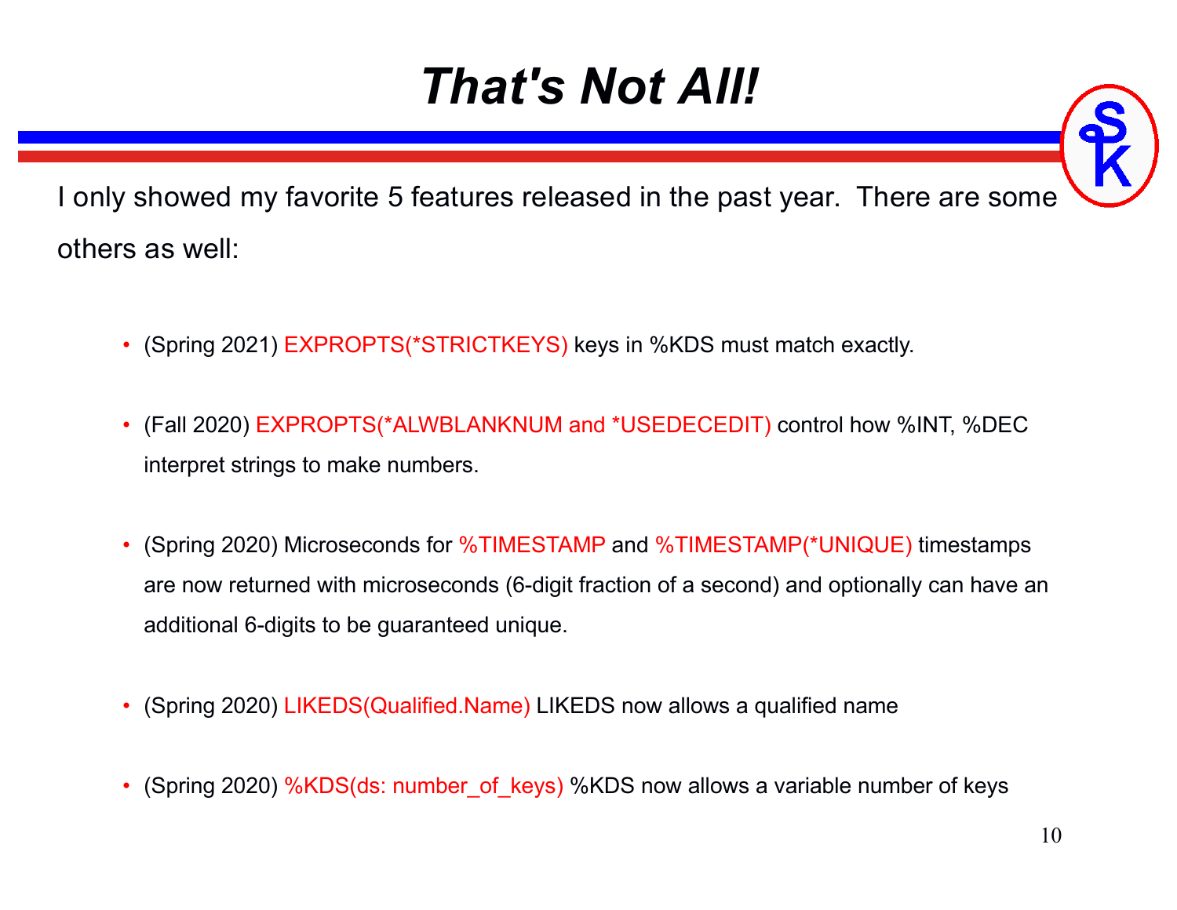# That's Not All!

I only showed my favorite 5 features released in the past year. There are some others as well:

- (Spring 2021) EXPROPTS(*STRICTKEYS) keys in %KDS must match exactly.
- (Fall 2020) EXPROPTS(*ALWBLANKNUM and *USEDECEDIT) control how %INT, %DEC interpret strings to make numbers.
- (Spring 2020) Microseconds for %TIMESTAMP and %TIMESTAMP(*UNIQUE) timestamps are now returned with microseconds (6-digit fraction of a second) and optionally can have an additional 6-digits to be guaranteed unique.
- (Spring 2020) LIKEDS(Qualified.Name) LIKEDS now allows a qualified name
- (Spring 2020) %KDS(ds: number_of_keys) %KDS now allows a variable number of keys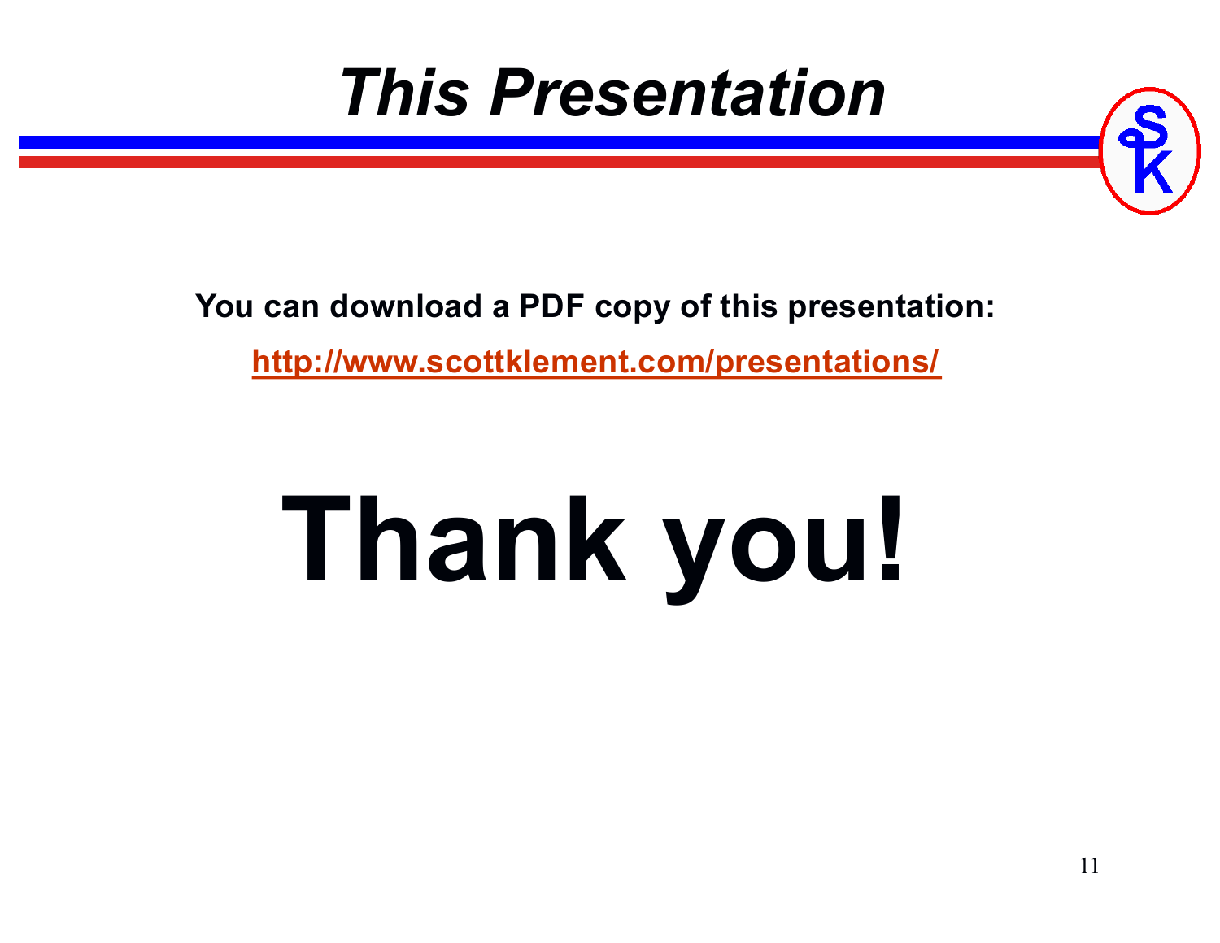# *This Presentation*

**You can download a PDF copy of this presentation:**

**http://www.scottklement.com/presentations/**

# Thank you!